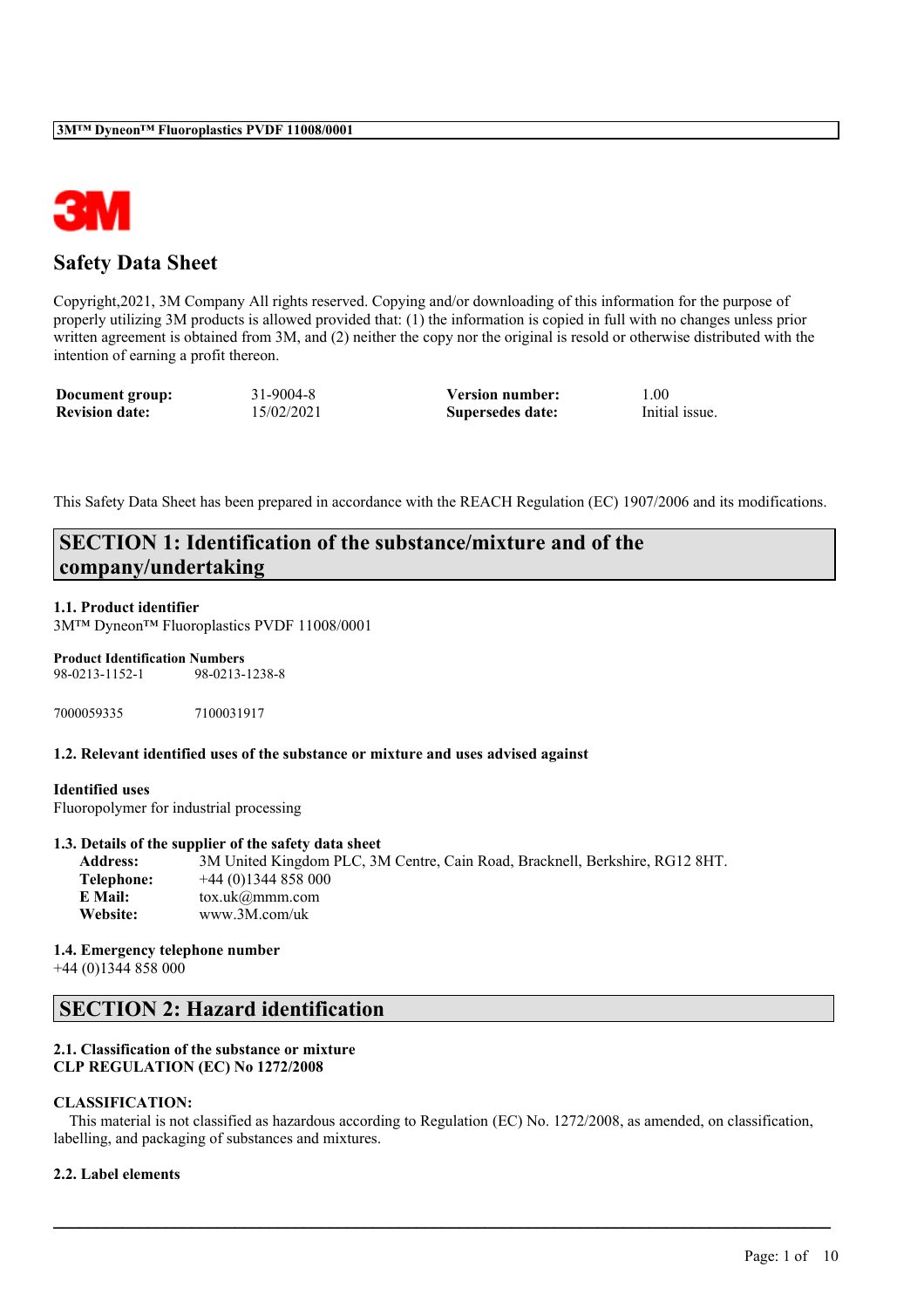3M Logo

# Safety Data Sheet

Copyright,2021, 3M Company All rights reserved. Copying and/or downloading of this information for the purpose of properly utilizing 3M products is allowed provided that: (1) the information is copied in full with no changes unless prior written agreement is obtained from 3M, and (2) neither the copy nor the original is resold or otherwise distributed with the intention of earning a profit thereon.

| | | | |
|---|---|---|---|
| **Document group:** | 31-9004-8 | **Version number:** | 1.00 |
| **Revision date:** | 15/02/2021 | **Supersedes date:** | Initial issue. |

This Safety Data Sheet has been prepared in accordance with the REACH Regulation (EC) 1907/2006 and its modifications.

## SECTION 1: Identification of the substance/mixture and of the company/undertaking

**1.1. Product identifier**

3M™ Dyneon™ Fluoroplastics PVDF 11008/0001

**Product Identification Numbers**

98-0213-1152-1    98-0213-1238-8

7000059335    7100031917

**1.2. Relevant identified uses of the substance or mixture and uses advised against**

**Identified uses**

Fluoropolymer for industrial processing

**1.3. Details of the supplier of the safety data sheet**

**Address:** 3M United Kingdom PLC, 3M Centre, Cain Road, Bracknell, Berkshire, RG12 8HT.
**Telephone:** +44 (0)1344 858 000
**E Mail:** tox.uk@mmm.com
**Website:** www.3M.com/uk

**1.4. Emergency telephone number**

+44 (0)1344 858 000

## SECTION 2: Hazard identification

**2.1. Classification of the substance or mixture**
**CLP REGULATION (EC) No 1272/2008**

**CLASSIFICATION:**

This material is not classified as hazardous according to Regulation (EC) No. 1272/2008, as amended, on classification, labelling, and packaging of substances and mixtures.

**2.2. Label elements**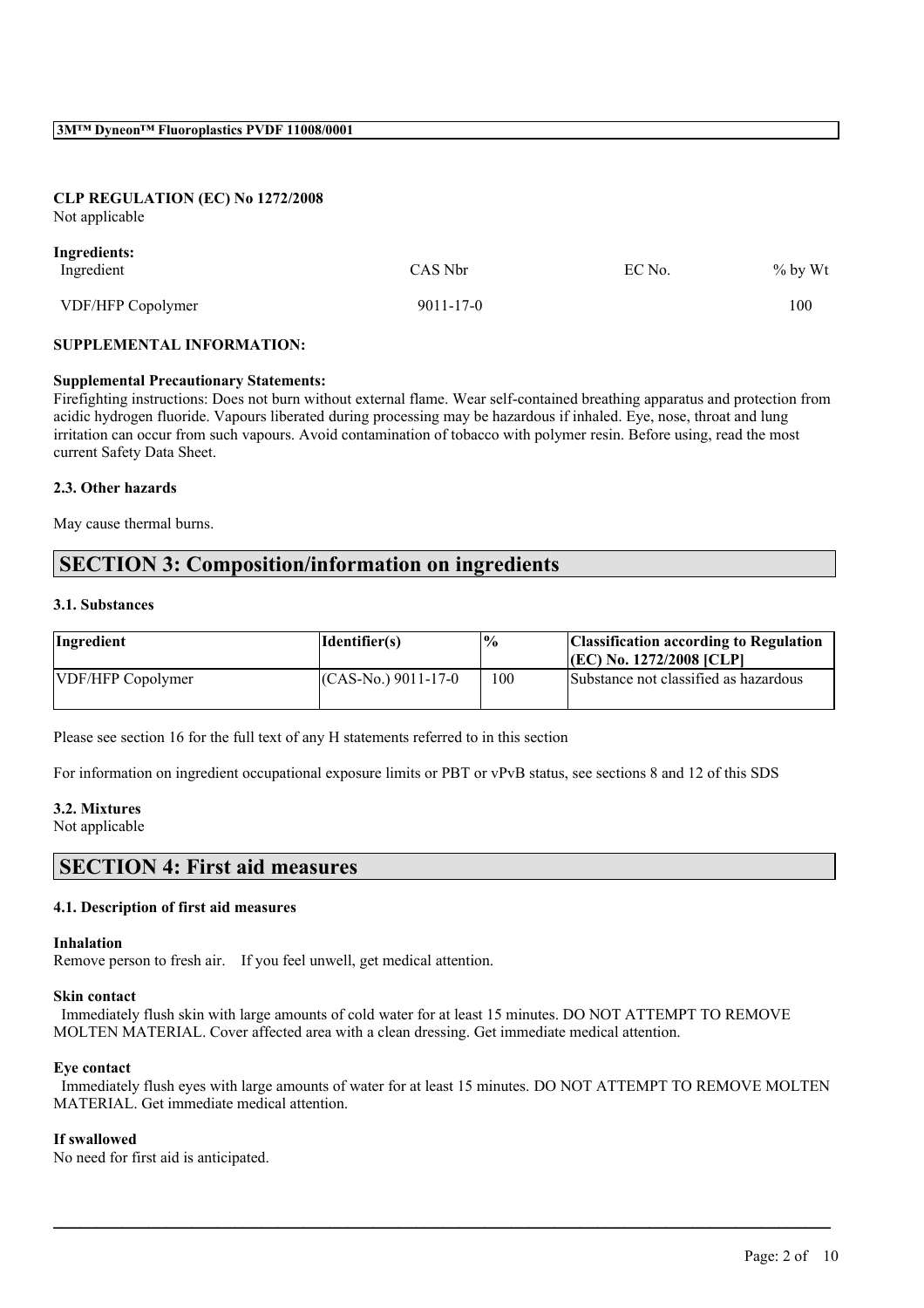**CLP REGULATION (EC) No 1272/2008**
Not applicable

**Ingredients:**

| Ingredient | CAS Nbr | EC No. | % by Wt |
|---|---|---|---|
| VDF/HFP Copolymer | 9011-17-0 | | 100 |

**SUPPLEMENTAL INFORMATION:**

**Supplemental Precautionary Statements:**
Firefighting instructions: Does not burn without external flame. Wear self-contained breathing apparatus and protection from acidic hydrogen fluoride. Vapours liberated during processing may be hazardous if inhaled. Eye, nose, throat and lung irritation can occur from such vapours. Avoid contamination of tobacco with polymer resin. Before using, read the most current Safety Data Sheet.

### 2.3. Other hazards

May cause thermal burns.

## SECTION 3: Composition/information on ingredients

### 3.1. Substances

| Ingredient | Identifier(s) | % | Classification according to Regulation (EC) No. 1272/2008 [CLP] |
|---|---|---|---|
| VDF/HFP Copolymer | (CAS-No.) 9011-17-0 | 100 | Substance not classified as hazardous |

Please see section 16 for the full text of any H statements referred to in this section

For information on ingredient occupational exposure limits or PBT or vPvB status, see sections 8 and 12 of this SDS

### 3.2. Mixtures
Not applicable

## SECTION 4: First aid measures

### 4.1. Description of first aid measures

**Inhalation**
Remove person to fresh air. If you feel unwell, get medical attention.

**Skin contact**
Immediately flush skin with large amounts of cold water for at least 15 minutes. DO NOT ATTEMPT TO REMOVE MOLTEN MATERIAL. Cover affected area with a clean dressing. Get immediate medical attention.

**Eye contact**
Immediately flush eyes with large amounts of water for at least 15 minutes. DO NOT ATTEMPT TO REMOVE MOLTEN MATERIAL. Get immediate medical attention.

**If swallowed**
No need for first aid is anticipated.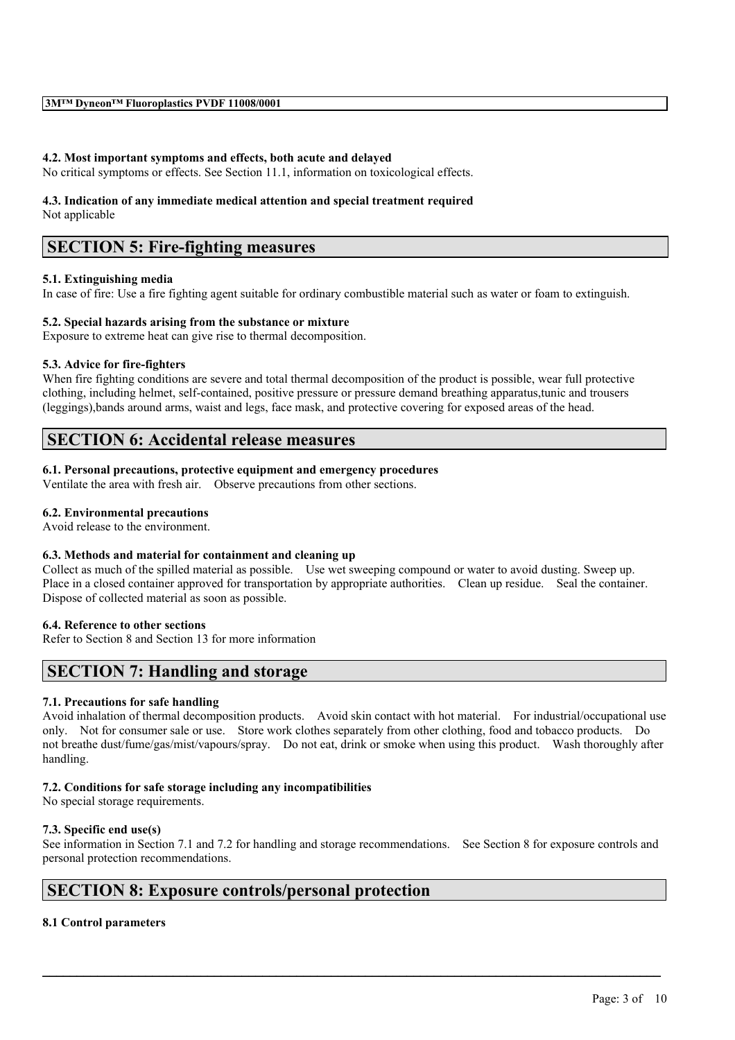#### 4.2. Most important symptoms and effects, both acute and delayed

No critical symptoms or effects. See Section 11.1, information on toxicological effects.

#### 4.3. Indication of any immediate medical attention and special treatment required

Not applicable

## SECTION 5: Fire-fighting measures

#### 5.1. Extinguishing media

In case of fire: Use a fire fighting agent suitable for ordinary combustible material such as water or foam to extinguish.

#### 5.2. Special hazards arising from the substance or mixture

Exposure to extreme heat can give rise to thermal decomposition.

#### 5.3. Advice for fire-fighters

When fire fighting conditions are severe and total thermal decomposition of the product is possible, wear full protective clothing, including helmet, self-contained, positive pressure or pressure demand breathing apparatus,tunic and trousers (leggings),bands around arms, waist and legs, face mask, and protective covering for exposed areas of the head.

## SECTION 6: Accidental release measures

#### 6.1. Personal precautions, protective equipment and emergency procedures

Ventilate the area with fresh air. Observe precautions from other sections.

#### 6.2. Environmental precautions

Avoid release to the environment.

#### 6.3. Methods and material for containment and cleaning up

Collect as much of the spilled material as possible. Use wet sweeping compound or water to avoid dusting. Sweep up. Place in a closed container approved for transportation by appropriate authorities. Clean up residue. Seal the container. Dispose of collected material as soon as possible.

#### 6.4. Reference to other sections

Refer to Section 8 and Section 13 for more information

## SECTION 7: Handling and storage

#### 7.1. Precautions for safe handling

Avoid inhalation of thermal decomposition products. Avoid skin contact with hot material. For industrial/occupational use only. Not for consumer sale or use. Store work clothes separately from other clothing, food and tobacco products. Do not breathe dust/fume/gas/mist/vapours/spray. Do not eat, drink or smoke when using this product. Wash thoroughly after handling.

#### 7.2. Conditions for safe storage including any incompatibilities

No special storage requirements.

#### 7.3. Specific end use(s)

See information in Section 7.1 and 7.2 for handling and storage recommendations. See Section 8 for exposure controls and personal protection recommendations.

## SECTION 8: Exposure controls/personal protection

#### 8.1 Control parameters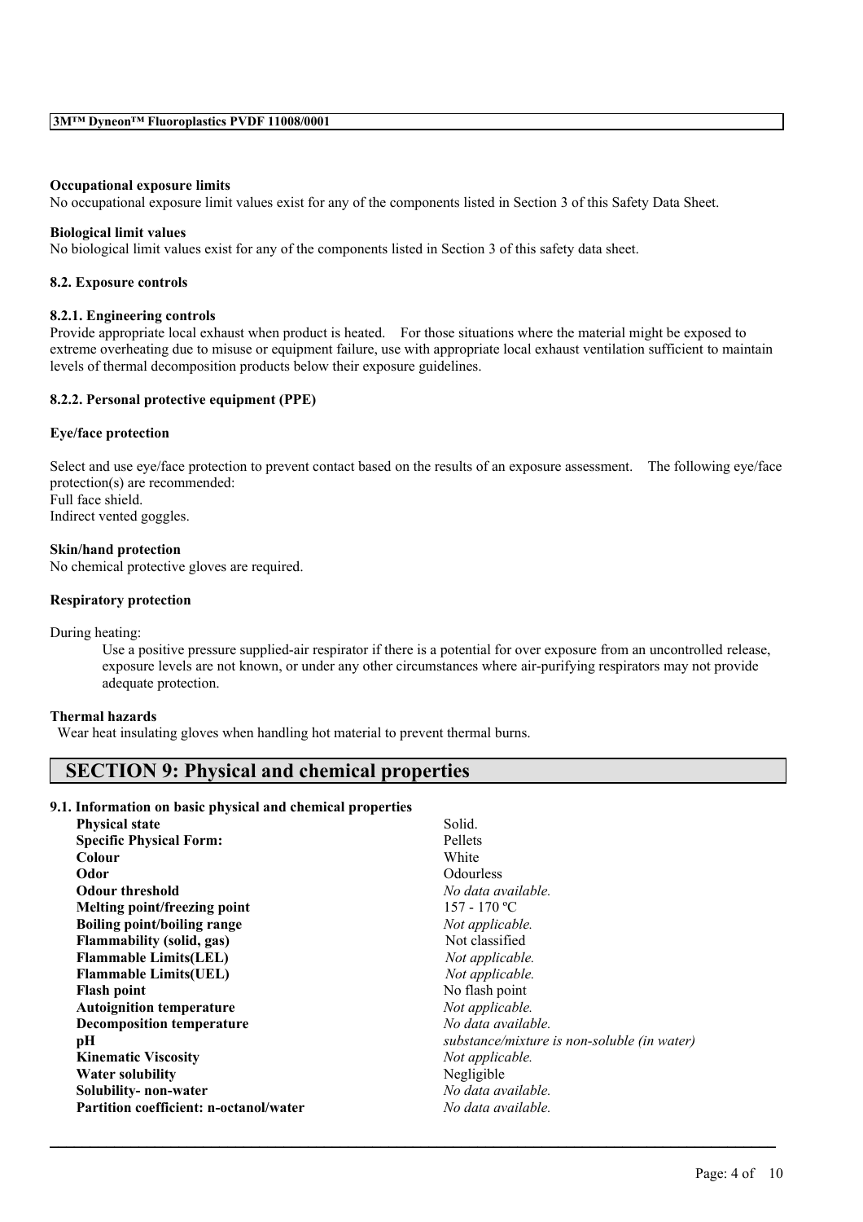**Occupational exposure limits**

No occupational exposure limit values exist for any of the components listed in Section 3 of this Safety Data Sheet.

**Biological limit values**

No biological limit values exist for any of the components listed in Section 3 of this safety data sheet.

**8.2. Exposure controls**

**8.2.1. Engineering controls**

Provide appropriate local exhaust when product is heated. For those situations where the material might be exposed to extreme overheating due to misuse or equipment failure, use with appropriate local exhaust ventilation sufficient to maintain levels of thermal decomposition products below their exposure guidelines.

**8.2.2. Personal protective equipment (PPE)**

**Eye/face protection**

Select and use eye/face protection to prevent contact based on the results of an exposure assessment. The following eye/face protection(s) are recommended:
Full face shield.
Indirect vented goggles.

**Skin/hand protection**

No chemical protective gloves are required.

**Respiratory protection**

During heating:

Use a positive pressure supplied-air respirator if there is a potential for over exposure from an uncontrolled release, exposure levels are not known, or under any other circumstances where air-purifying respirators may not provide adequate protection.

**Thermal hazards**

Wear heat insulating gloves when handling hot material to prevent thermal burns.

## SECTION 9: Physical and chemical properties

**9.1. Information on basic physical and chemical properties**

| | |
|---|---|
| **Physical state** | Solid. |
| **Specific Physical Form:** | Pellets |
| **Colour** | White |
| **Odor** | Odourless |
| **Odour threshold** | *No data available.* |
| **Melting point/freezing point** | 157 - 170 ºC |
| **Boiling point/boiling range** | *Not applicable.* |
| **Flammability (solid, gas)** | Not classified |
| **Flammable Limits(LEL)** | *Not applicable.* |
| **Flammable Limits(UEL)** | *Not applicable.* |
| **Flash point** | No flash point |
| **Autoignition temperature** | *Not applicable.* |
| **Decomposition temperature** | *No data available.* |
| **pH** | *substance/mixture is non-soluble (in water)* |
| **Kinematic Viscosity** | *Not applicable.* |
| **Water solubility** | Negligible |
| **Solubility- non-water** | *No data available.* |
| **Partition coefficient: n-octanol/water** | *No data available.* |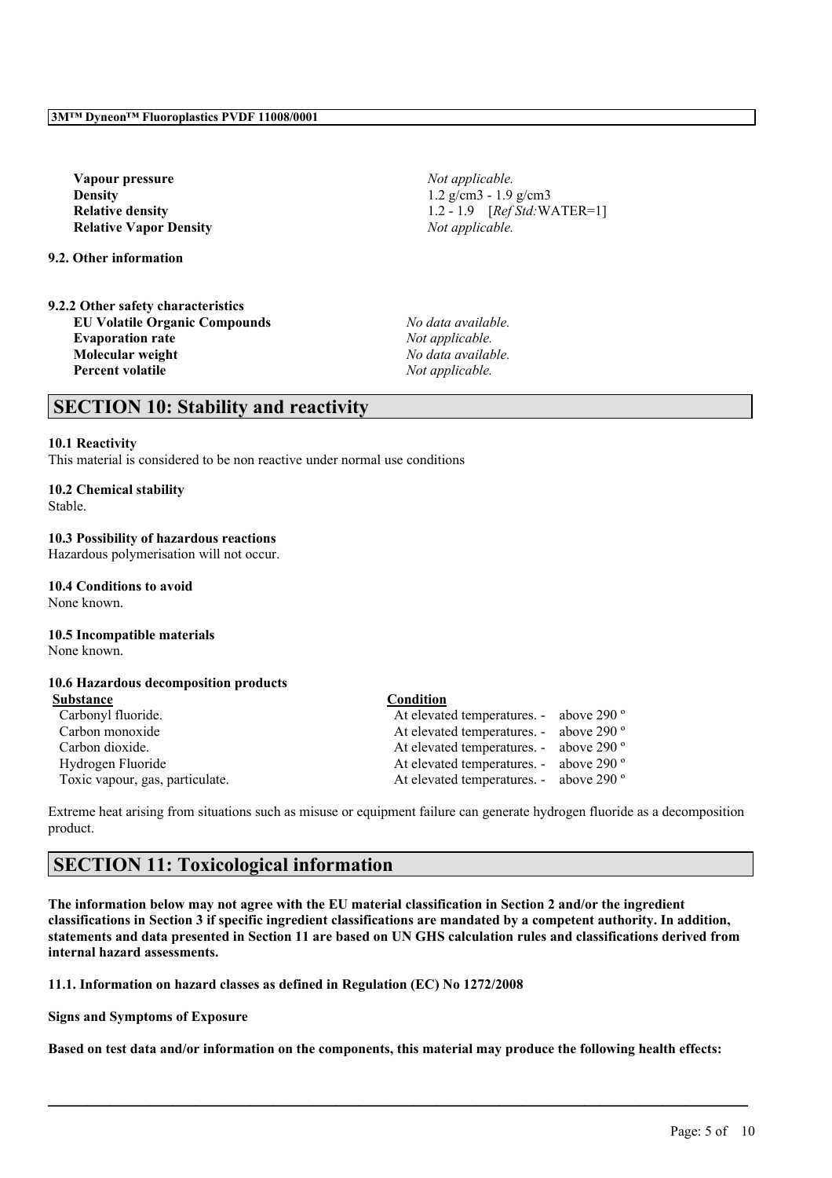| | |
|---|---|
| **Vapour pressure** | *Not applicable.* |
| **Density** | 1.2 g/cm3 - 1.9 g/cm3 |
| **Relative density** | 1.2 - 1.9 [*Ref Std:*WATER=1] |
| **Relative Vapor Density** | *Not applicable.* |

**9.2. Other information**

**9.2.2 Other safety characteristics**

| | |
|---|---|
| **EU Volatile Organic Compounds** | *No data available.* |
| **Evaporation rate** | *Not applicable.* |
| **Molecular weight** | *No data available.* |
| **Percent volatile** | *Not applicable.* |

## SECTION 10: Stability and reactivity

**10.1 Reactivity**

This material is considered to be non reactive under normal use conditions

**10.2 Chemical stability**

Stable.

**10.3 Possibility of hazardous reactions**

Hazardous polymerisation will not occur.

**10.4 Conditions to avoid**

None known.

**10.5 Incompatible materials**

None known.

**10.6 Hazardous decomposition products**

| Substance | Condition |
|---|---|
| Carbonyl fluoride. | At elevated temperatures. - above 290 º |
| Carbon monoxide | At elevated temperatures. - above 290 º |
| Carbon dioxide. | At elevated temperatures. - above 290 º |
| Hydrogen Fluoride | At elevated temperatures. - above 290 º |
| Toxic vapour, gas, particulate. | At elevated temperatures. - above 290 º |

Extreme heat arising from situations such as misuse or equipment failure can generate hydrogen fluoride as a decomposition product.

## SECTION 11: Toxicological information

**The information below may not agree with the EU material classification in Section 2 and/or the ingredient classifications in Section 3 if specific ingredient classifications are mandated by a competent authority. In addition, statements and data presented in Section 11 are based on UN GHS calculation rules and classifications derived from internal hazard assessments.**

**11.1. Information on hazard classes as defined in Regulation (EC) No 1272/2008**

**Signs and Symptoms of Exposure**

**Based on test data and/or information on the components, this material may produce the following health effects:**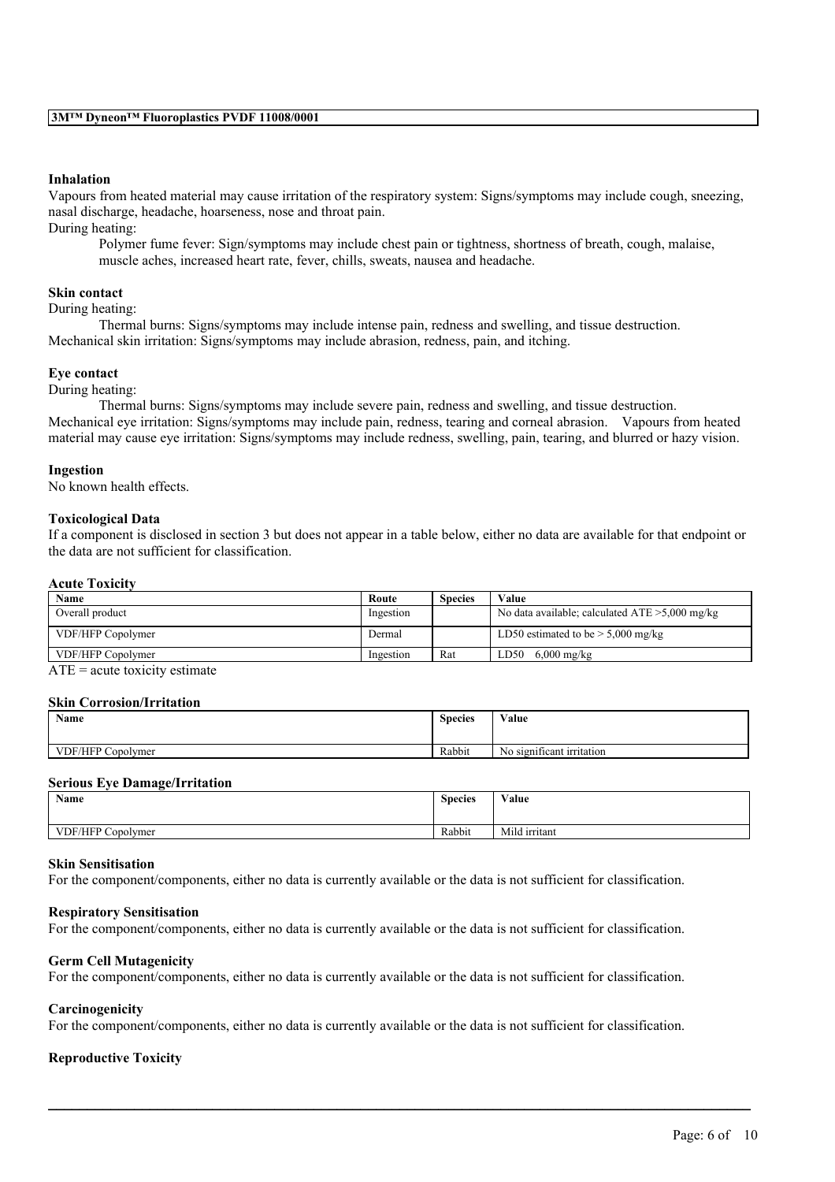#### Inhalation

Vapours from heated material may cause irritation of the respiratory system: Signs/symptoms may include cough, sneezing, nasal discharge, headache, hoarseness, nose and throat pain.

During heating:

Polymer fume fever: Sign/symptoms may include chest pain or tightness, shortness of breath, cough, malaise, muscle aches, increased heart rate, fever, chills, sweats, nausea and headache.

#### Skin contact

During heating:

Thermal burns: Signs/symptoms may include intense pain, redness and swelling, and tissue destruction.

Mechanical skin irritation: Signs/symptoms may include abrasion, redness, pain, and itching.

#### Eye contact

During heating:

Thermal burns: Signs/symptoms may include severe pain, redness and swelling, and tissue destruction.

Mechanical eye irritation: Signs/symptoms may include pain, redness, tearing and corneal abrasion. Vapours from heated material may cause eye irritation: Signs/symptoms may include redness, swelling, pain, tearing, and blurred or hazy vision.

#### Ingestion

No known health effects.

#### Toxicological Data

If a component is disclosed in section 3 but does not appear in a table below, either no data are available for that endpoint or the data are not sufficient for classification.

#### Acute Toxicity

| Name | Route | Species | Value |
|---|---|---|---|
| Overall product | Ingestion | | No data available; calculated ATE >5,000 mg/kg |
| VDF/HFP Copolymer | Dermal | | LD50 estimated to be > 5,000 mg/kg |
| VDF/HFP Copolymer | Ingestion | Rat | LD50 6,000 mg/kg |

ATE = acute toxicity estimate

#### Skin Corrosion/Irritation

| Name | Species | Value |
|---|---|---|
| VDF/HFP Copolymer | Rabbit | No significant irritation |

#### Serious Eye Damage/Irritation

| Name | Species | Value |
|---|---|---|
| VDF/HFP Copolymer | Rabbit | Mild irritant |

#### Skin Sensitisation

For the component/components, either no data is currently available or the data is not sufficient for classification.

#### Respiratory Sensitisation

For the component/components, either no data is currently available or the data is not sufficient for classification.

#### Germ Cell Mutagenicity

For the component/components, either no data is currently available or the data is not sufficient for classification.

#### Carcinogenicity

For the component/components, either no data is currently available or the data is not sufficient for classification.

#### Reproductive Toxicity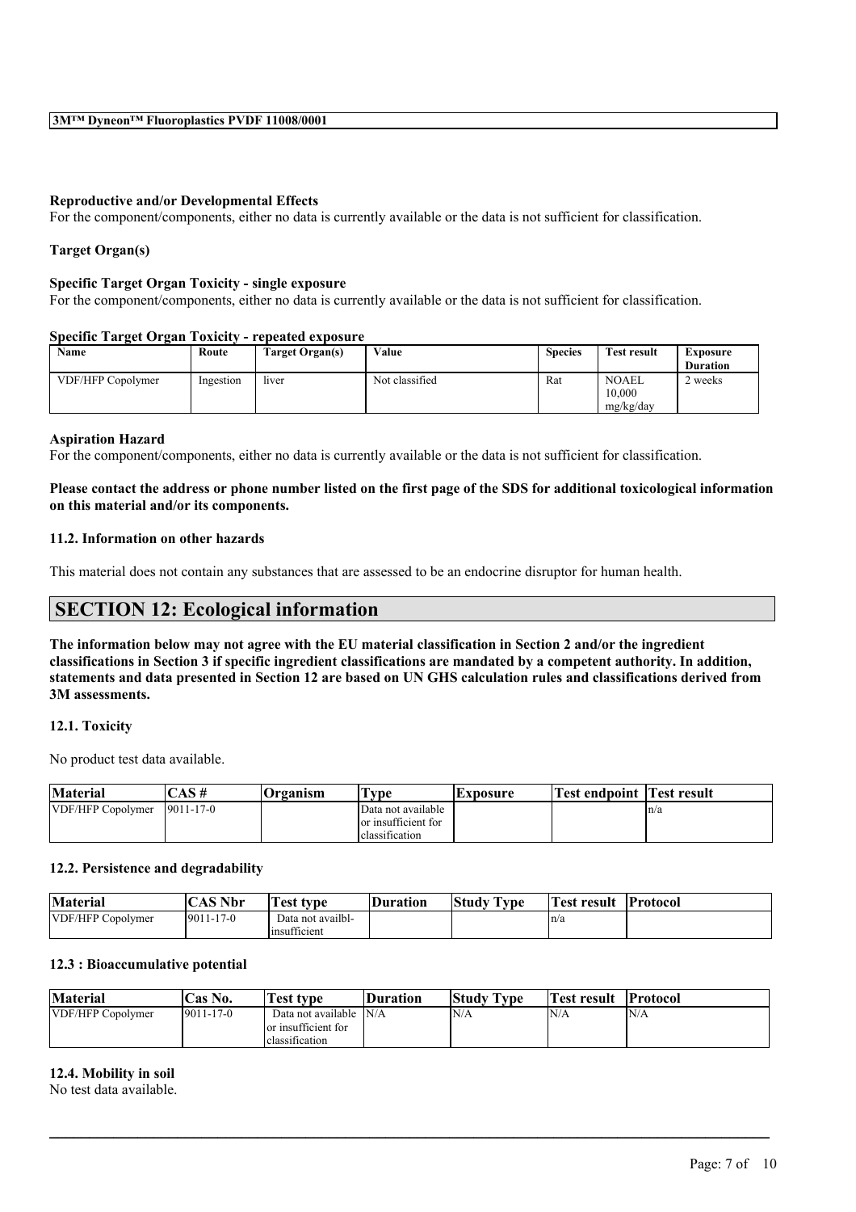**Reproductive and/or Developmental Effects**
For the component/components, either no data is currently available or the data is not sufficient for classification.

**Target Organ(s)**

**Specific Target Organ Toxicity - single exposure**
For the component/components, either no data is currently available or the data is not sufficient for classification.

**Specific Target Organ Toxicity - repeated exposure**

| Name | Route | Target Organ(s) | Value | Species | Test result | Exposure Duration |
|---|---|---|---|---|---|---|
| VDF/HFP Copolymer | Ingestion | liver | Not classified | Rat | NOAEL 10,000 mg/kg/day | 2 weeks |

**Aspiration Hazard**
For the component/components, either no data is currently available or the data is not sufficient for classification.

**Please contact the address or phone number listed on the first page of the SDS for additional toxicological information on this material and/or its components.**

**11.2. Information on other hazards**

This material does not contain any substances that are assessed to be an endocrine disruptor for human health.

## SECTION 12: Ecological information

**The information below may not agree with the EU material classification in Section 2 and/or the ingredient classifications in Section 3 if specific ingredient classifications are mandated by a competent authority. In addition, statements and data presented in Section 12 are based on UN GHS calculation rules and classifications derived from 3M assessments.**

**12.1. Toxicity**

No product test data available.

| Material | CAS # | Organism | Type | Exposure | Test endpoint | Test result |
|---|---|---|---|---|---|---|
| VDF/HFP Copolymer | 9011-17-0 | | Data not available or insufficient for classification | | | n/a |

**12.2. Persistence and degradability**

| Material | CAS Nbr | Test type | Duration | Study Type | Test result | Protocol |
|---|---|---|---|---|---|---|
| VDF/HFP Copolymer | 9011-17-0 | Data not availbl-insufficient | | | n/a | |

**12.3 : Bioaccumulative potential**

| Material | Cas No. | Test type | Duration | Study Type | Test result | Protocol |
|---|---|---|---|---|---|---|
| VDF/HFP Copolymer | 9011-17-0 | Data not available or insufficient for classification | N/A | N/A | N/A | N/A |

**12.4. Mobility in soil**
No test data available.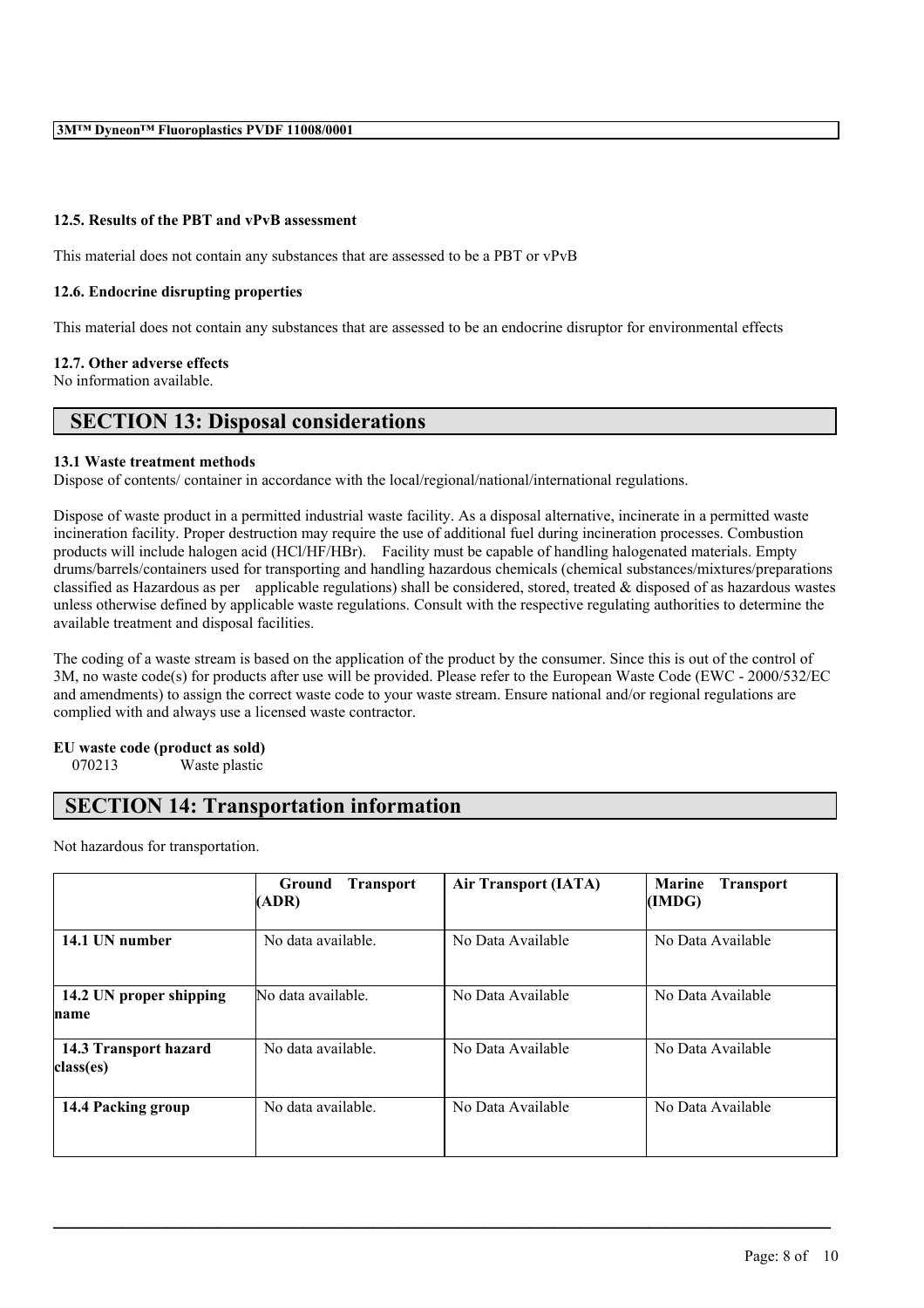#### 12.5. Results of the PBT and vPvB assessment

This material does not contain any substances that are assessed to be a PBT or vPvB

#### 12.6. Endocrine disrupting properties

This material does not contain any substances that are assessed to be an endocrine disruptor for environmental effects

#### 12.7. Other adverse effects

No information available.

## SECTION 13: Disposal considerations

#### 13.1 Waste treatment methods

Dispose of contents/ container in accordance with the local/regional/national/international regulations.

Dispose of waste product in a permitted industrial waste facility. As a disposal alternative, incinerate in a permitted waste incineration facility. Proper destruction may require the use of additional fuel during incineration processes. Combustion products will include halogen acid (HCl/HF/HBr). Facility must be capable of handling halogenated materials. Empty drums/barrels/containers used for transporting and handling hazardous chemicals (chemical substances/mixtures/preparations classified as Hazardous as per applicable regulations) shall be considered, stored, treated & disposed of as hazardous wastes unless otherwise defined by applicable waste regulations. Consult with the respective regulating authorities to determine the available treatment and disposal facilities.

The coding of a waste stream is based on the application of the product by the consumer. Since this is out of the control of 3M, no waste code(s) for products after use will be provided. Please refer to the European Waste Code (EWC - 2000/532/EC and amendments) to assign the correct waste code to your waste stream. Ensure national and/or regional regulations are complied with and always use a licensed waste contractor.

**EU waste code (product as sold)**

070213 Waste plastic

## SECTION 14: Transportation information

Not hazardous for transportation.

| | Ground Transport (ADR) | Air Transport (IATA) | Marine Transport (IMDG) |
|---|---|---|---|
| **14.1 UN number** | No data available. | No Data Available | No Data Available |
| **14.2 UN proper shipping name** | No data available. | No Data Available | No Data Available |
| **14.3 Transport hazard class(es)** | No data available. | No Data Available | No Data Available |
| **14.4 Packing group** | No data available. | No Data Available | No Data Available |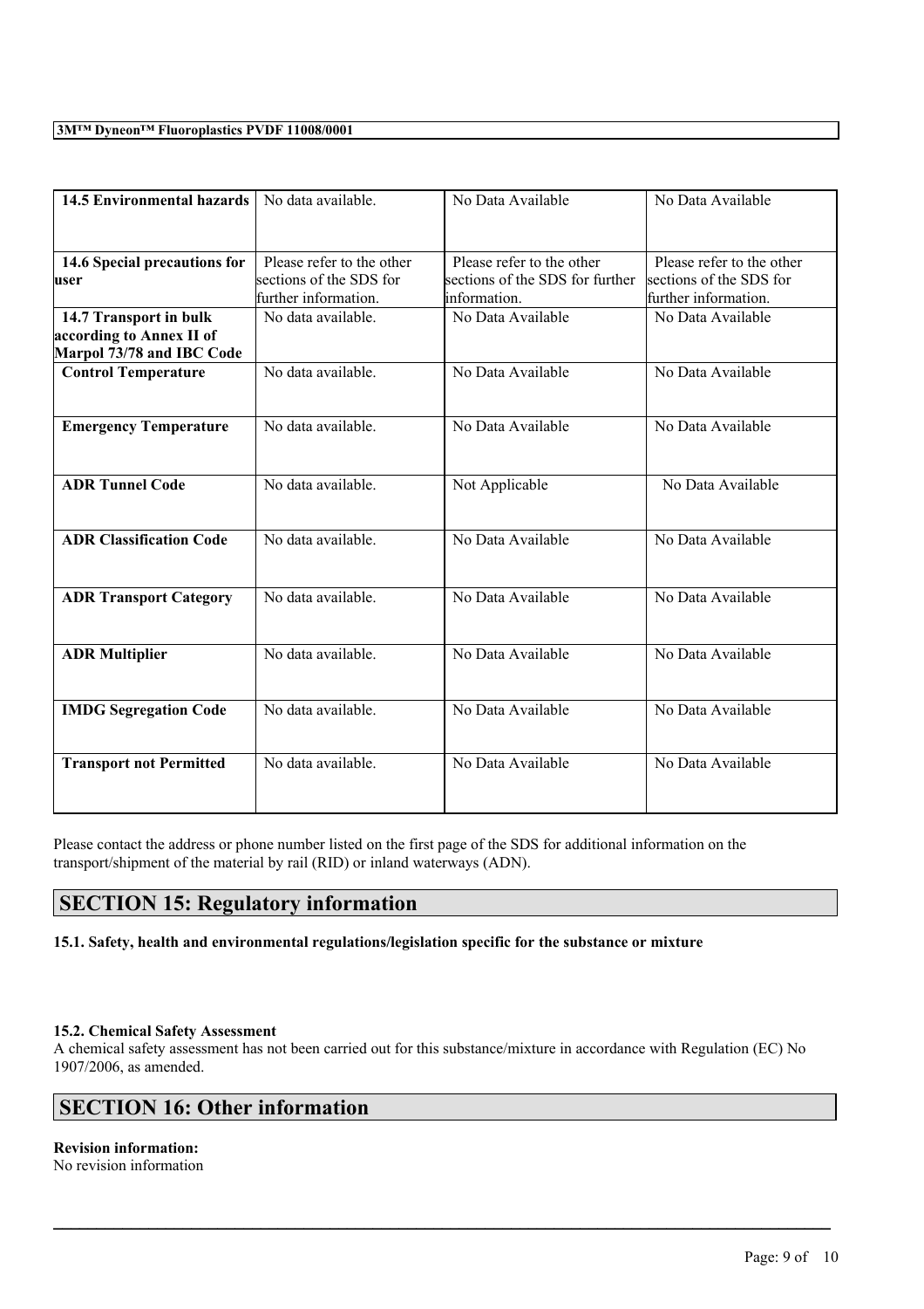| 14.5 Environmental hazards | No data available. | No Data Available | No Data Available |
|---|---|---|---|
| 14.6 Special precautions for user | Please refer to the other sections of the SDS for further information. | Please refer to the other sections of the SDS for further information. | Please refer to the other sections of the SDS for further information. |
| 14.7 Transport in bulk according to Annex II of Marpol 73/78 and IBC Code | No data available. | No Data Available | No Data Available |
| Control Temperature | No data available. | No Data Available | No Data Available |
| Emergency Temperature | No data available. | No Data Available | No Data Available |
| ADR Tunnel Code | No data available. | Not Applicable | No Data Available |
| ADR Classification Code | No data available. | No Data Available | No Data Available |
| ADR Transport Category | No data available. | No Data Available | No Data Available |
| ADR Multiplier | No data available. | No Data Available | No Data Available |
| IMDG Segregation Code | No data available. | No Data Available | No Data Available |
| Transport not Permitted | No data available. | No Data Available | No Data Available |

Please contact the address or phone number listed on the first page of the SDS for additional information on the transport/shipment of the material by rail (RID) or inland waterways (ADN).

## SECTION 15: Regulatory information

**15.1. Safety, health and environmental regulations/legislation specific for the substance or mixture**

**15.2. Chemical Safety Assessment**
A chemical safety assessment has not been carried out for this substance/mixture in accordance with Regulation (EC) No 1907/2006, as amended.

## SECTION 16: Other information

**Revision information:**
No revision information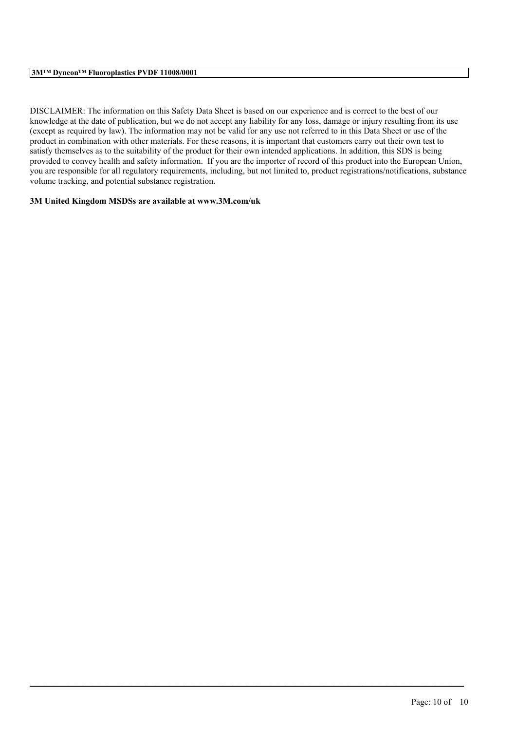DISCLAIMER: The information on this Safety Data Sheet is based on our experience and is correct to the best of our knowledge at the date of publication, but we do not accept any liability for any loss, damage or injury resulting from its use (except as required by law). The information may not be valid for any use not referred to in this Data Sheet or use of the product in combination with other materials. For these reasons, it is important that customers carry out their own test to satisfy themselves as to the suitability of the product for their own intended applications. In addition, this SDS is being provided to convey health and safety information. If you are the importer of record of this product into the European Union, you are responsible for all regulatory requirements, including, but not limited to, product registrations/notifications, substance volume tracking, and potential substance registration.

**3M United Kingdom MSDSs are available at www.3M.com/uk**